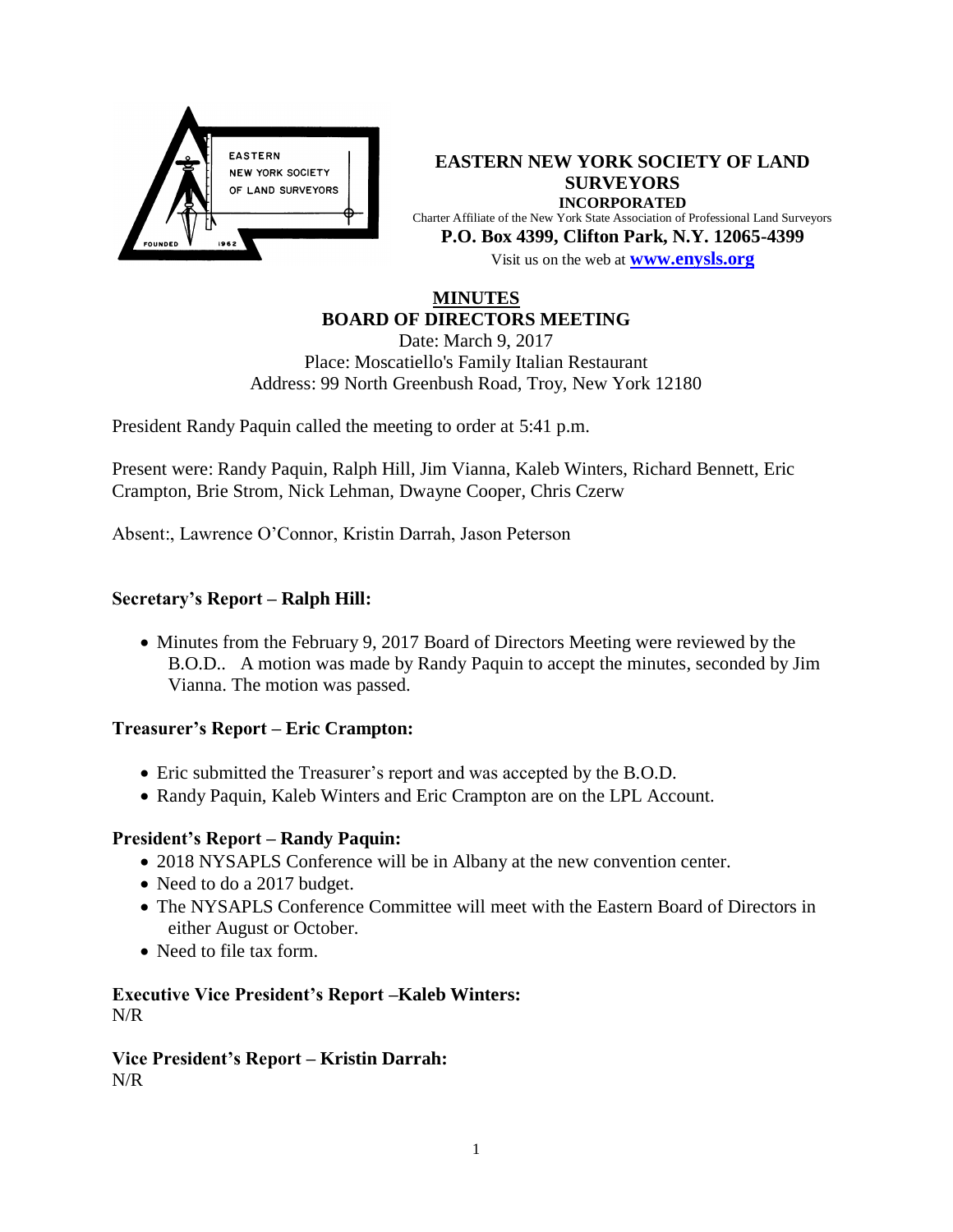**EASTERN NEW YORK SOCIETY OF LAND SURVEYORS**
**INCORPORATED**
Charter Affiliate of the New York State Association of Professional Land Surveyors
**P.O. Box 4399, Clifton Park, N.Y. 12065-4399**
Visit us on the web at **www.enysls.org**

# MINUTES
## BOARD OF DIRECTORS MEETING

Date: March 9, 2017
Place: Moscatiello's Family Italian Restaurant
Address: 99 North Greenbush Road, Troy, New York 12180

President Randy Paquin called the meeting to order at 5:41 p.m.

Present were: Randy Paquin, Ralph Hill, Jim Vianna, Kaleb Winters, Richard Bennett, Eric Crampton, Brie Strom, Nick Lehman, Dwayne Cooper, Chris Czerw

Absent:, Lawrence O'Connor, Kristin Darrah, Jason Peterson

### Secretary's Report – Ralph Hill:

- Minutes from the February 9, 2017 Board of Directors Meeting were reviewed by the B.O.D.. A motion was made by Randy Paquin to accept the minutes, seconded by Jim Vianna. The motion was passed.

### Treasurer's Report – Eric Crampton:

- Eric submitted the Treasurer's report and was accepted by the B.O.D.
- Randy Paquin, Kaleb Winters and Eric Crampton are on the LPL Account.

### President's Report – Randy Paquin:

- 2018 NYSAPLS Conference will be in Albany at the new convention center.
- Need to do a 2017 budget.
- The NYSAPLS Conference Committee will meet with the Eastern Board of Directors in either August or October.
- Need to file tax form.

### Executive Vice President's Report –Kaleb Winters:

N/R

### Vice President's Report – Kristin Darrah:

N/R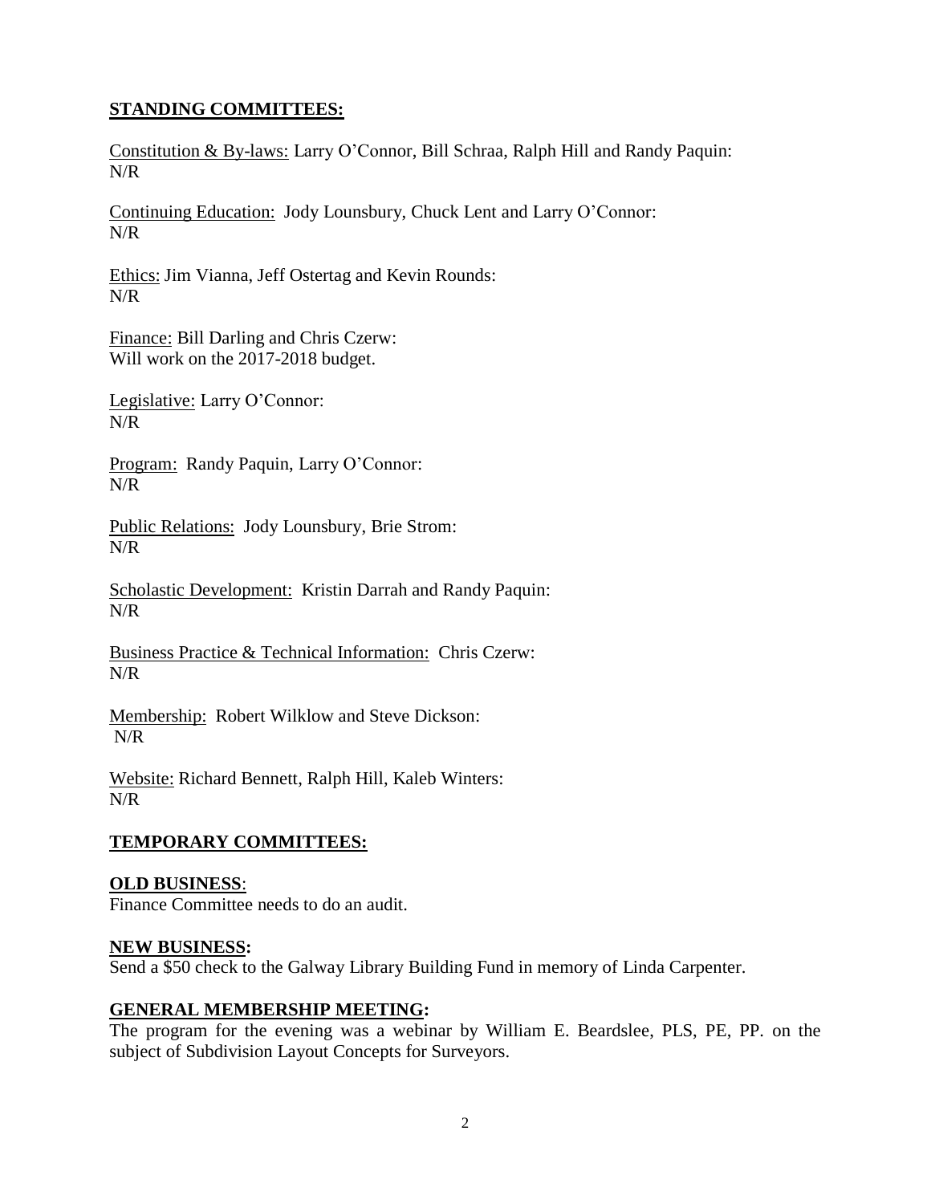## **STANDING COMMITTEES:**

Constitution & By-laws: Larry O'Connor, Bill Schraa, Ralph Hill and Randy Paquin:
N/R

Continuing Education: Jody Lounsbury, Chuck Lent and Larry O'Connor:
N/R

Ethics: Jim Vianna, Jeff Ostertag and Kevin Rounds:
N/R

Finance: Bill Darling and Chris Czerw:
Will work on the 2017-2018 budget.

Legislative: Larry O'Connor:
N/R

Program: Randy Paquin, Larry O'Connor:
N/R

Public Relations: Jody Lounsbury, Brie Strom:
N/R

Scholastic Development: Kristin Darrah and Randy Paquin:
N/R

Business Practice & Technical Information: Chris Czerw:
N/R

Membership: Robert Wilklow and Steve Dickson:
N/R

Website: Richard Bennett, Ralph Hill, Kaleb Winters:
N/R

## **TEMPORARY COMMITTEES:**

**OLD BUSINESS**:
Finance Committee needs to do an audit.

**NEW BUSINESS:**
Send a $50 check to the Galway Library Building Fund in memory of Linda Carpenter.

## **GENERAL MEMBERSHIP MEETING:**

The program for the evening was a webinar by William E. Beardslee, PLS, PE, PP. on the subject of Subdivision Layout Concepts for Surveyors.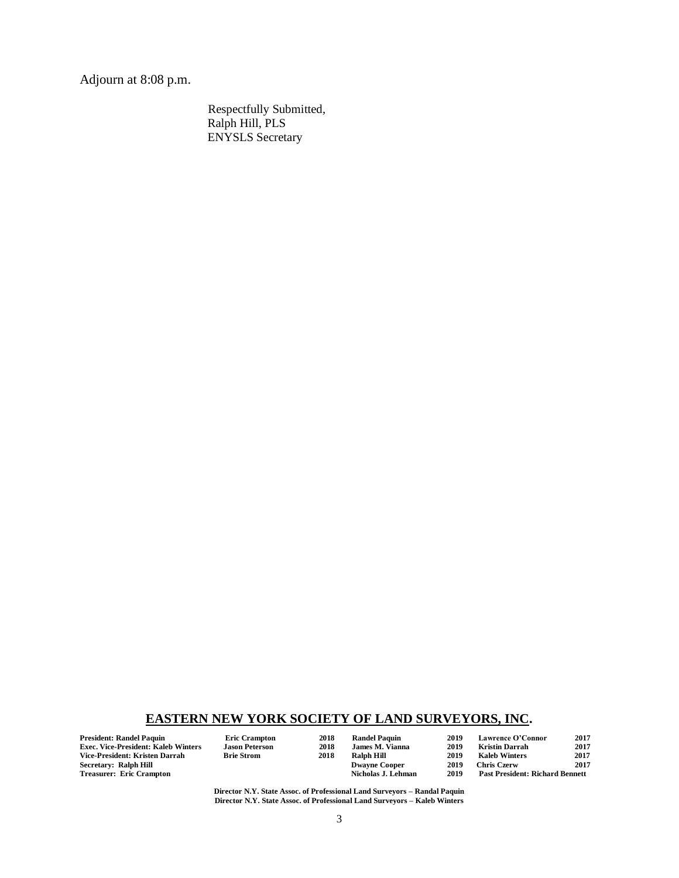Adjourn at 8:08 p.m.

Respectfully Submitted,
Ralph Hill, PLS
ENYSLS Secretary

## EASTERN NEW YORK SOCIETY OF LAND SURVEYORS, INC.

| | | | | | | |
|---|---|---|---|---|---|---|
| **President: Randel Paquin** | **Eric Crampton** | **2018** | **Randel Paquin** | **2019** | **Lawrence O'Connor** | **2017** |
| **Exec. Vice-President: Kaleb Winters** | **Jason Peterson** | **2018** | **James M. Vianna** | **2019** | **Kristin Darrah** | **2017** |
| **Vice-President: Kristen Darrah** | **Brie Strom** | **2018** | **Ralph Hill** | **2019** | **Kaleb Winters** | **2017** |
| **Secretary: Ralph Hill** | | | **Dwayne Cooper** | **2019** | **Chris Czerw** | **2017** |
| **Treasurer: Eric Crampton** | | | **Nicholas J. Lehman** | **2019** | **Past President: Richard Bennett** | |

**Director N.Y. State Assoc. of Professional Land Surveyors – Randal Paquin**
**Director N.Y. State Assoc. of Professional Land Surveyors – Kaleb Winters**